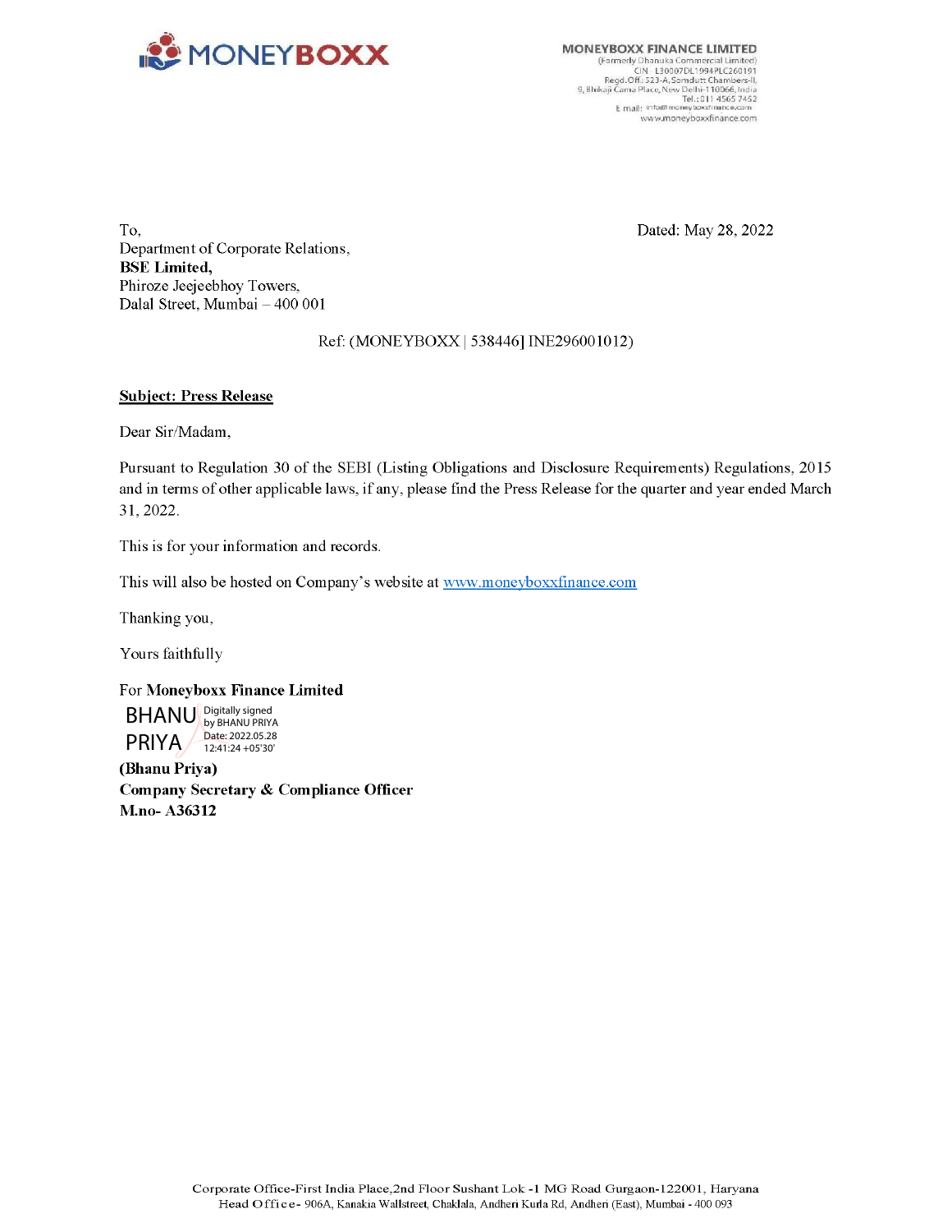MONEYBOXX

**MONEYBOXX FINANCE LIMITED**
(Formerly Dhanuka Commercial Limited)
CIN L30007DL1994PLC260191
Regd.Off.: 523-A, Somdutt Chambers-II,
9, Bhikaji Cama Place, New Delhi-110066, India
Tel.: 011 4565 7452
E mail: info@moneyboxxfinance.com
www.moneyboxxfinance.com

To,
Department of Corporate Relations,
**BSE Limited,**
Phiroze Jeejeebhoy Towers,
Dalal Street, Mumbai – 400 001

Dated: May 28, 2022

Ref: (MONEYBOXX | 538446| INE296001012)

**Subject: Press Release**

Dear Sir/Madam,

Pursuant to Regulation 30 of the SEBI (Listing Obligations and Disclosure Requirements) Regulations, 2015 and in terms of other applicable laws, if any, please find the Press Release for the quarter and year ended March 31, 2022.

This is for your information and records.

This will also be hosted on Company's website at www.moneyboxxfinance.com

Thanking you,

Yours faithfully

For **Moneyboxx Finance Limited**

BHANU PRIYA
Digitally signed by BHANU PRIYA
Date: 2022.05.28 12:41:24 +05'30'

**(Bhanu Priya)**
**Company Secretary & Compliance Officer**
**M.no- A36312**

Corporate Office-First India Place,2nd Floor Sushant Lok -1 MG Road Gurgaon-122001, Haryana
Head Office- 906A, Kanakia Wallstreet, Chaklala, Andheri Kurla Rd, Andheri (East), Mumbai - 400 093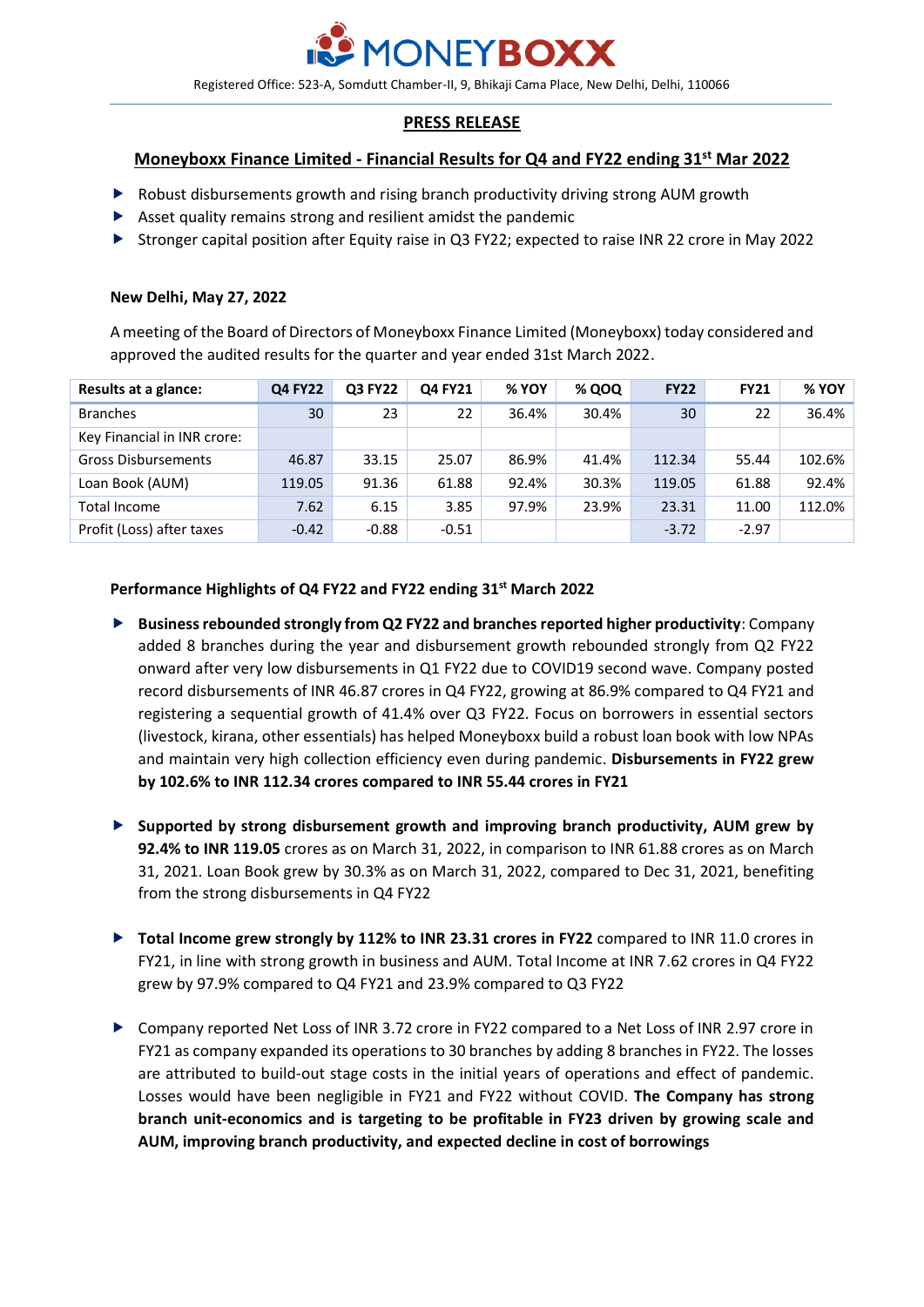MONEYBOXX

Registered Office: 523-A, Somdutt Chamber-II, 9, Bhikaji Cama Place, New Delhi, Delhi, 110066

## PRESS RELEASE

## Moneyboxx Finance Limited - Financial Results for Q4 and FY22 ending 31st Mar 2022

- Robust disbursements growth and rising branch productivity driving strong AUM growth
- Asset quality remains strong and resilient amidst the pandemic
- Stronger capital position after Equity raise in Q3 FY22; expected to raise INR 22 crore in May 2022

**New Delhi, May 27, 2022**

A meeting of the Board of Directors of Moneyboxx Finance Limited (Moneyboxx) today considered and approved the audited results for the quarter and year ended 31st March 2022.

| Results at a glance: | Q4 FY22 | Q3 FY22 | Q4 FY21 | % YOY | % QOQ | FY22 | FY21 | % YOY |
|---|---|---|---|---|---|---|---|---|
| Branches | 30 | 23 | 22 | 36.4% | 30.4% | 30 | 22 | 36.4% |
| Key Financial in INR crore: | | | | | | | | |
| Gross Disbursements | 46.87 | 33.15 | 25.07 | 86.9% | 41.4% | 112.34 | 55.44 | 102.6% |
| Loan Book (AUM) | 119.05 | 91.36 | 61.88 | 92.4% | 30.3% | 119.05 | 61.88 | 92.4% |
| Total Income | 7.62 | 6.15 | 3.85 | 97.9% | 23.9% | 23.31 | 11.00 | 112.0% |
| Profit (Loss) after taxes | -0.42 | -0.88 | -0.51 | | | -3.72 | -2.97 | |

### Performance Highlights of Q4 FY22 and FY22 ending 31st March 2022

- **Business rebounded strongly from Q2 FY22 and branches reported higher productivity**: Company added 8 branches during the year and disbursement growth rebounded strongly from Q2 FY22 onward after very low disbursements in Q1 FY22 due to COVID19 second wave. Company posted record disbursements of INR 46.87 crores in Q4 FY22, growing at 86.9% compared to Q4 FY21 and registering a sequential growth of 41.4% over Q3 FY22. Focus on borrowers in essential sectors (livestock, kirana, other essentials) has helped Moneyboxx build a robust loan book with low NPAs and maintain very high collection efficiency even during pandemic. **Disbursements in FY22 grew by 102.6% to INR 112.34 crores compared to INR 55.44 crores in FY21**

- **Supported by strong disbursement growth and improving branch productivity, AUM grew by 92.4% to INR 119.05** crores as on March 31, 2022, in comparison to INR 61.88 crores as on March 31, 2021. Loan Book grew by 30.3% as on March 31, 2022, compared to Dec 31, 2021, benefiting from the strong disbursements in Q4 FY22

- **Total Income grew strongly by 112% to INR 23.31 crores in FY22** compared to INR 11.0 crores in FY21, in line with strong growth in business and AUM. Total Income at INR 7.62 crores in Q4 FY22 grew by 97.9% compared to Q4 FY21 and 23.9% compared to Q3 FY22

- Company reported Net Loss of INR 3.72 crore in FY22 compared to a Net Loss of INR 2.97 crore in FY21 as company expanded its operations to 30 branches by adding 8 branches in FY22. The losses are attributed to build-out stage costs in the initial years of operations and effect of pandemic. Losses would have been negligible in FY21 and FY22 without COVID. **The Company has strong branch unit-economics and is targeting to be profitable in FY23 driven by growing scale and AUM, improving branch productivity, and expected decline in cost of borrowings**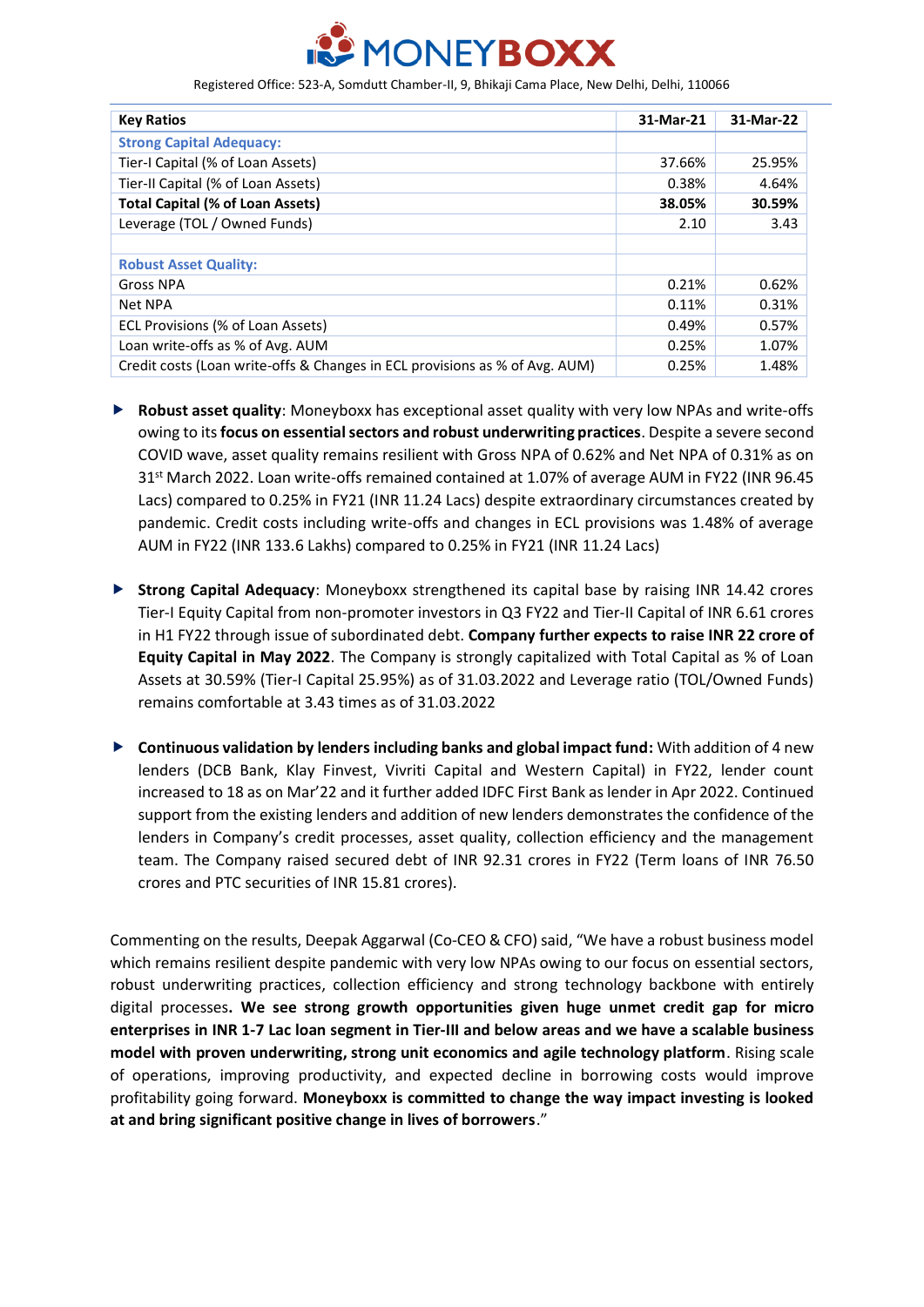| Key Ratios | 31-Mar-21 | 31-Mar-22 |
|---|---|---|
| **Strong Capital Adequacy:** | | |
| Tier-I Capital (% of Loan Assets) | 37.66% | 25.95% |
| Tier-II Capital (% of Loan Assets) | 0.38% | 4.64% |
| **Total Capital (% of Loan Assets)** | **38.05%** | **30.59%** |
| Leverage (TOL / Owned Funds) | 2.10 | 3.43 |
| | | |
| **Robust Asset Quality:** | | |
| Gross NPA | 0.21% | 0.62% |
| Net NPA | 0.11% | 0.31% |
| ECL Provisions (% of Loan Assets) | 0.49% | 0.57% |
| Loan write-offs as % of Avg. AUM | 0.25% | 1.07% |
| Credit costs (Loan write-offs & Changes in ECL provisions as % of Avg. AUM) | 0.25% | 1.48% |

- **Robust asset quality**: Moneyboxx has exceptional asset quality with very low NPAs and write-offs owing to its **focus on essential sectors and robust underwriting practices**. Despite a severe second COVID wave, asset quality remains resilient with Gross NPA of 0.62% and Net NPA of 0.31% as on 31st March 2022. Loan write-offs remained contained at 1.07% of average AUM in FY22 (INR 96.45 Lacs) compared to 0.25% in FY21 (INR 11.24 Lacs) despite extraordinary circumstances created by pandemic. Credit costs including write-offs and changes in ECL provisions was 1.48% of average AUM in FY22 (INR 133.6 Lakhs) compared to 0.25% in FY21 (INR 11.24 Lacs)

- **Strong Capital Adequacy**: Moneyboxx strengthened its capital base by raising INR 14.42 crores Tier-I Equity Capital from non-promoter investors in Q3 FY22 and Tier-II Capital of INR 6.61 crores in H1 FY22 through issue of subordinated debt. **Company further expects to raise INR 22 crore of Equity Capital in May 2022**. The Company is strongly capitalized with Total Capital as % of Loan Assets at 30.59% (Tier-I Capital 25.95%) as of 31.03.2022 and Leverage ratio (TOL/Owned Funds) remains comfortable at 3.43 times as of 31.03.2022

- **Continuous validation by lenders including banks and global impact fund:** With addition of 4 new lenders (DCB Bank, Klay Finvest, Vivriti Capital and Western Capital) in FY22, lender count increased to 18 as on Mar'22 and it further added IDFC First Bank as lender in Apr 2022. Continued support from the existing lenders and addition of new lenders demonstrates the confidence of the lenders in Company's credit processes, asset quality, collection efficiency and the management team. The Company raised secured debt of INR 92.31 crores in FY22 (Term loans of INR 76.50 crores and PTC securities of INR 15.81 crores).

Commenting on the results, Deepak Aggarwal (Co-CEO & CFO) said, "We have a robust business model which remains resilient despite pandemic with very low NPAs owing to our focus on essential sectors, robust underwriting practices, collection efficiency and strong technology backbone with entirely digital processes**. We see strong growth opportunities given huge unmet credit gap for micro enterprises in INR 1-7 Lac loan segment in Tier-III and below areas and we have a scalable business model with proven underwriting, strong unit economics and agile technology platform**. Rising scale of operations, improving productivity, and expected decline in borrowing costs would improve profitability going forward. **Moneyboxx is committed to change the way impact investing is looked at and bring significant positive change in lives of borrowers**."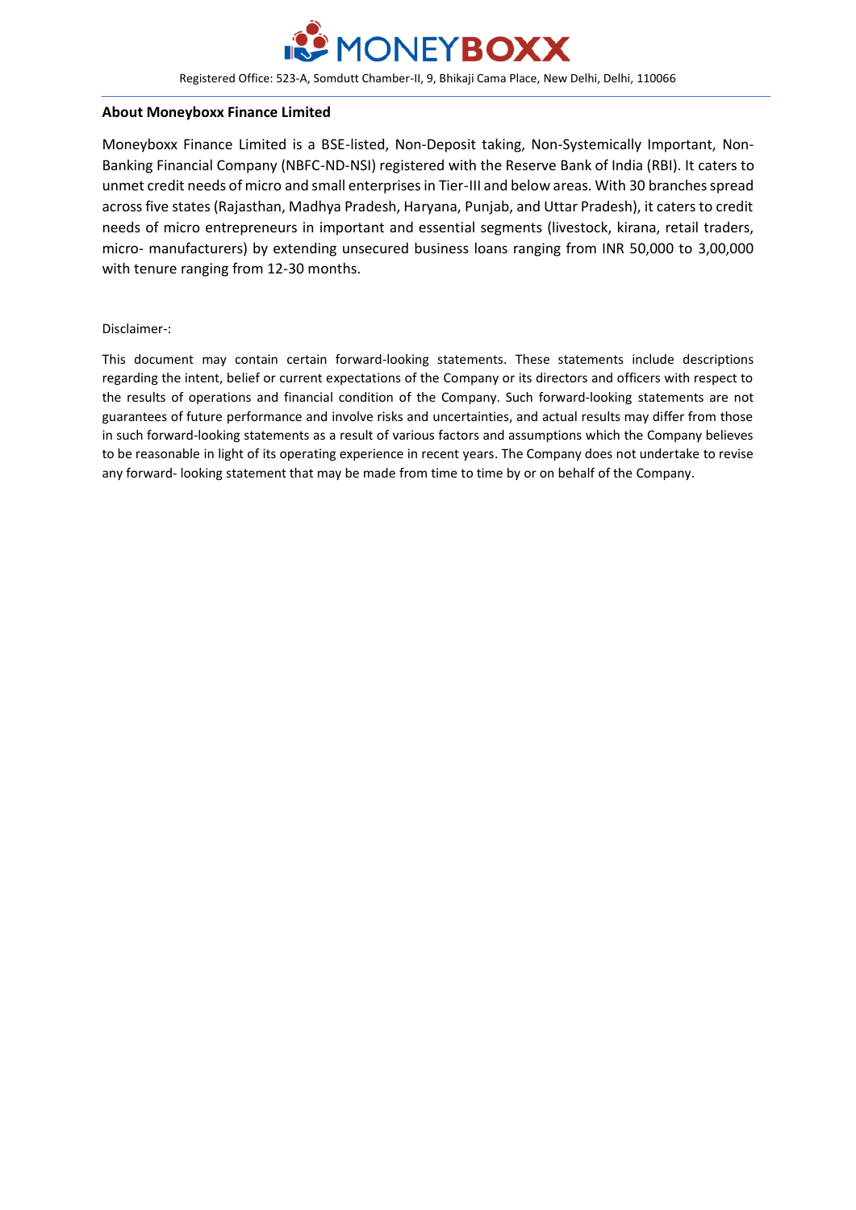## About Moneyboxx Finance Limited

Moneyboxx Finance Limited is a BSE-listed, Non-Deposit taking, Non-Systemically Important, Non-Banking Financial Company (NBFC-ND-NSI) registered with the Reserve Bank of India (RBI). It caters to unmet credit needs of micro and small enterprises in Tier-III and below areas. With 30 branches spread across five states (Rajasthan, Madhya Pradesh, Haryana, Punjab, and Uttar Pradesh), it caters to credit needs of micro entrepreneurs in important and essential segments (livestock, kirana, retail traders, micro- manufacturers) by extending unsecured business loans ranging from INR 50,000 to 3,00,000 with tenure ranging from 12-30 months.

Disclaimer-:

This document may contain certain forward-looking statements. These statements include descriptions regarding the intent, belief or current expectations of the Company or its directors and officers with respect to the results of operations and financial condition of the Company. Such forward-looking statements are not guarantees of future performance and involve risks and uncertainties, and actual results may differ from those in such forward-looking statements as a result of various factors and assumptions which the Company believes to be reasonable in light of its operating experience in recent years. The Company does not undertake to revise any forward- looking statement that may be made from time to time by or on behalf of the Company.